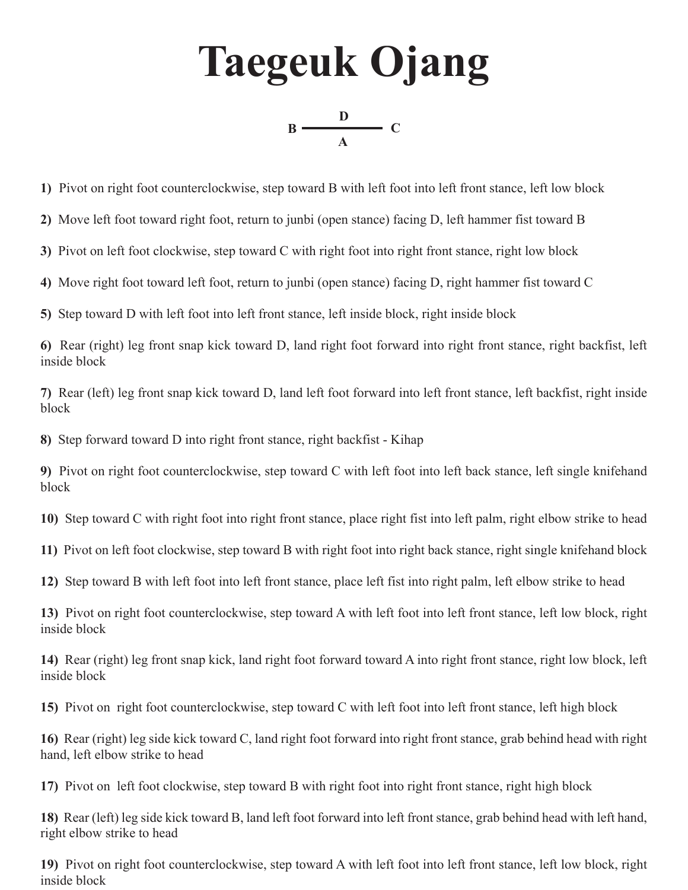# Taegeuk Ojang

```
        D
B ─────────── C
        A
```

**1)** Pivot on right foot counterclockwise, step toward B with left foot into left front stance, left low block

**2)** Move left foot toward right foot, return to junbi (open stance) facing D, left hammer fist toward B

**3)** Pivot on left foot clockwise, step toward C with right foot into right front stance, right low block

**4)** Move right foot toward left foot, return to junbi (open stance) facing D, right hammer fist toward C

**5)** Step toward D with left foot into left front stance, left inside block, right inside block

**6)** Rear (right) leg front snap kick toward D, land right foot forward into right front stance, right backfist, left inside block

**7)** Rear (left) leg front snap kick toward D, land left foot forward into left front stance, left backfist, right inside block

**8)** Step forward toward D into right front stance, right backfist - Kihap

**9)** Pivot on right foot counterclockwise, step toward C with left foot into left back stance, left single knifehand block

**10)** Step toward C with right foot into right front stance, place right fist into left palm, right elbow strike to head

**11)** Pivot on left foot clockwise, step toward B with right foot into right back stance, right single knifehand block

**12)** Step toward B with left foot into left front stance, place left fist into right palm, left elbow strike to head

**13)** Pivot on right foot counterclockwise, step toward A with left foot into left front stance, left low block, right inside block

**14)** Rear (right) leg front snap kick, land right foot forward toward A into right front stance, right low block, left inside block

**15)** Pivot on right foot counterclockwise, step toward C with left foot into left front stance, left high block

**16)** Rear (right) leg side kick toward C, land right foot forward into right front stance, grab behind head with right hand, left elbow strike to head

**17)** Pivot on left foot clockwise, step toward B with right foot into right front stance, right high block

**18)** Rear (left) leg side kick toward B, land left foot forward into left front stance, grab behind head with left hand, right elbow strike to head

**19)** Pivot on right foot counterclockwise, step toward A with left foot into left front stance, left low block, right inside block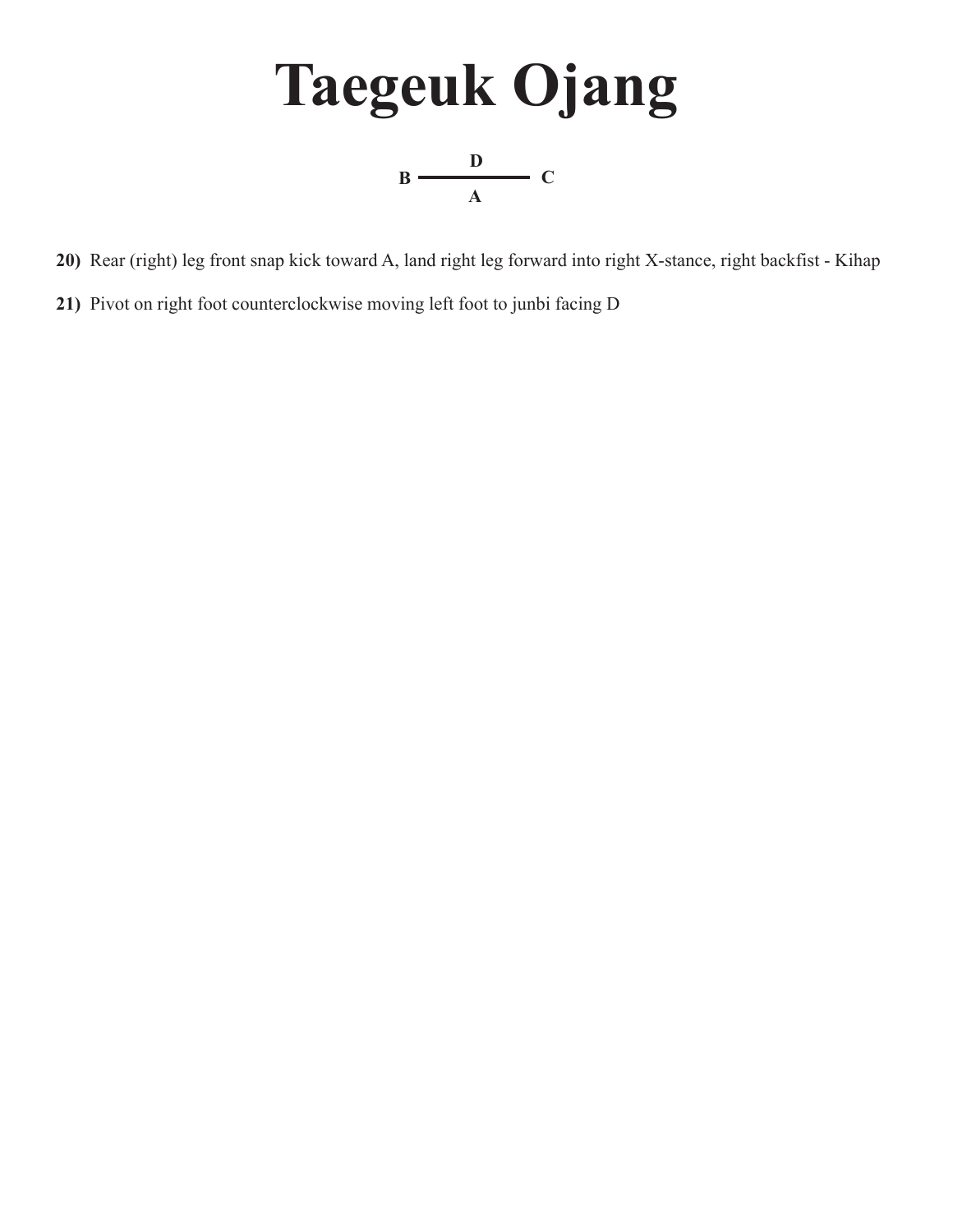# Taegeuk Ojang

D

B ——— C

A

**20)** Rear (right) leg front snap kick toward A, land right leg forward into right X-stance, right backfist - Kihap

**21)** Pivot on right foot counterclockwise moving left foot to junbi facing D